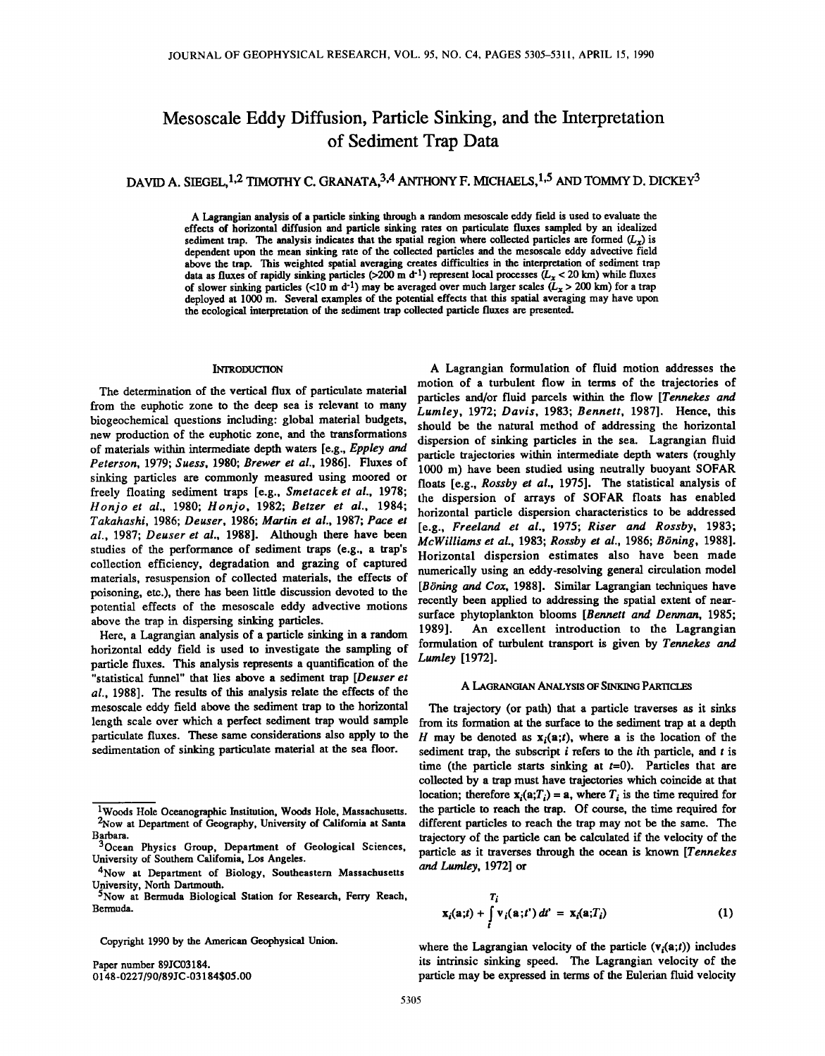# Mesoscale Eddy Diffusion, Particle Sinking, and the Interpretation of Sediment Trap Data

DAVID A. SIEGEL,[1,2] TIMOTHY C. GRANATA,[3,4] ANTHONY F. MICHAELS,[1,5] AND TOMMY D. DICKEY[3]

A Lagrangian analysis of a particle sinking through a random mesoscale eddy field is used to evaluate the effects of horizontal diffusion and particle sinking rates on particulate fluxes sampled by an idealized sediment trap. The analysis indicates that the spatial region where collected particles are formed ($L_x$) is dependent upon the mean sinking rate of the collected particles and the mesoscale eddy advective field above the trap. This weighted spatial averaging creates difficulties in the interpretation of sediment trap data as fluxes of rapidly sinking particles (>200 m d$^{-1}$) represent local processes ($L_x$ < 20 km) while fluxes of slower sinking particles (<10 m d$^{-1}$) may be averaged over much larger scales ($L_x$ > 200 km) for a trap deployed at 1000 m. Several examples of the potential effects that this spatial averaging may have upon the ecological interpretation of the sediment trap collected particle fluxes are presented.

## INTRODUCTION

The determination of the vertical flux of particulate material from the euphotic zone to the deep sea is relevant to many biogeochemical questions including: global material budgets, new production of the euphotic zone, and the transformations of materials within intermediate depth waters [e.g., *Eppley and Peterson*, 1979; *Suess*, 1980; *Brewer et al.*, 1986]. Fluxes of sinking particles are commonly measured using moored or freely floating sediment traps [e.g., *Smetacek et al.*, 1978; *Honjo et al.*, 1980; *Honjo*, 1982; *Betzer et al.*, 1984; *Takahashi*, 1986; *Deuser*, 1986; *Martin et al.*, 1987; *Pace et al.*, 1987; *Deuser et al.*, 1988]. Although there have been studies of the performance of sediment traps (e.g., a trap's collection efficiency, degradation and grazing of captured materials, resuspension of collected materials, the effects of poisoning, etc.), there has been little discussion devoted to the potential effects of the mesoscale eddy advective motions above the trap in dispersing sinking particles.

Here, a Lagrangian analysis of a particle sinking in a random horizontal eddy field is used to investigate the sampling of particle fluxes. This analysis represents a quantification of the "statistical funnel" that lies above a sediment trap [*Deuser et al.*, 1988]. The results of this analysis relate the effects of the mesoscale eddy field above the sediment trap to the horizontal length scale over which a perfect sediment trap would sample particulate fluxes. These same considerations also apply to the sedimentation of sinking particulate material at the sea floor.

A Lagrangian formulation of fluid motion addresses the motion of a turbulent flow in terms of the trajectories of particles and/or fluid parcels within the flow [*Tennekes and Lumley*, 1972; *Davis*, 1983; *Bennett*, 1987]. Hence, this should be the natural method of addressing the horizontal dispersion of sinking particles in the sea. Lagrangian fluid particle trajectories within intermediate depth waters (roughly 1000 m) have been studied using neutrally buoyant SOFAR floats [e.g., *Rossby et al.*, 1975]. The statistical analysis of the dispersion of arrays of SOFAR floats has enabled horizontal particle dispersion characteristics to be addressed [e.g., *Freeland et al.*, 1975; *Riser and Rossby*, 1983; *McWilliams et al.*, 1983; *Rossby et al.*, 1986; *Böning*, 1988]. Horizontal dispersion estimates also have been made numerically using an eddy-resolving general circulation model [*Böning and Cox*, 1988]. Similar Lagrangian techniques have recently been applied to addressing the spatial extent of near-surface phytoplankton blooms [*Bennett and Denman*, 1985; 1989]. An excellent introduction to the Lagrangian formulation of turbulent transport is given by *Tennekes and Lumley* [1972].

## A LAGRANGIAN ANALYSIS OF SINKING PARTICLES

The trajectory (or path) that a particle traverses as it sinks from its formation at the surface to the sediment trap at a depth $H$ may be denoted as $\mathbf{x}_i(\mathbf{a};t)$, where $\mathbf{a}$ is the location of the sediment trap, the subscript $i$ refers to the $i$th particle, and $t$ is time (the particle starts sinking at $t$=0). Particles that are collected by a trap must have trajectories which coincide at that location; therefore $\mathbf{x}_i(\mathbf{a};T_i) = \mathbf{a}$, where $T_i$ is the time required for the particle to reach the trap. Of course, the time required for different particles to reach the trap may not be the same. The trajectory of the particle can be calculated if the velocity of the particle as it traverses through the ocean is known [*Tennekes and Lumley*, 1972] or

$$\mathbf{x}_i(\mathbf{a};t) + \int_t^{T_i} \mathbf{v}_i(\mathbf{a};t')\,dt' = \mathbf{x}_i(\mathbf{a};T_i) \qquad (1)$$

where the Lagrangian velocity of the particle ($\mathbf{v}_i(\mathbf{a};t)$) includes its intrinsic sinking speed. The Lagrangian velocity of the particle may be expressed in terms of the Eulerian fluid velocity

---

[1] Woods Hole Oceanographic Institution, Woods Hole, Massachusetts.

[2] Now at Department of Geography, University of California at Santa Barbara.

[3] Ocean Physics Group, Department of Geological Sciences, University of Southern California, Los Angeles.

[4] Now at Department of Biology, Southeastern Massachusetts University, North Dartmouth.

[5] Now at Bermuda Biological Station for Research, Ferry Reach, Bermuda.

Copyright 1990 by the American Geophysical Union.

Paper number 89JC03184.
0148-0227/90/89JC-03184$05.00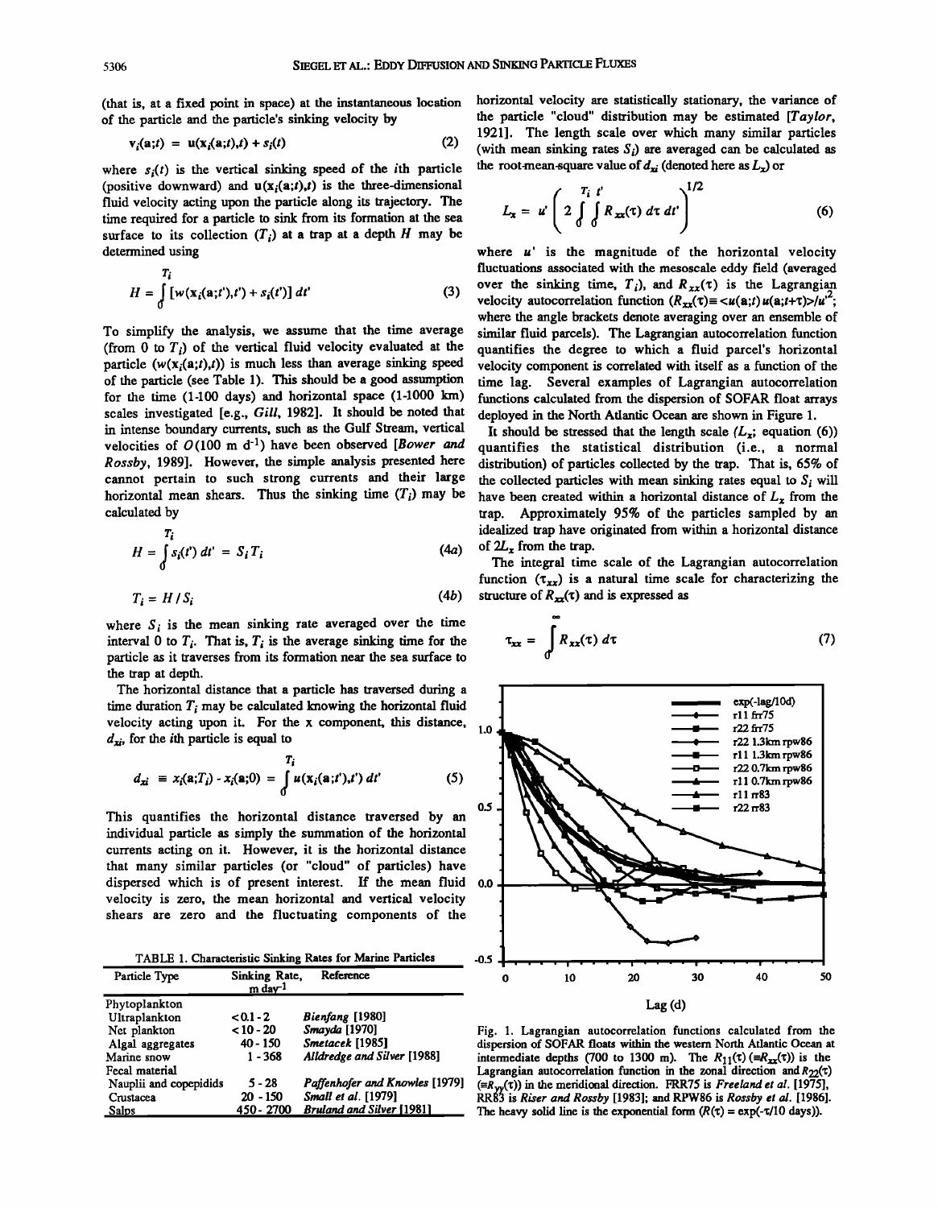(that is, at a fixed point in space) at the instantaneous location of the particle and the particle's sinking velocity by

$$\mathbf{v}_i(\mathbf{a};t) = \mathbf{u}(\mathbf{x}_i(\mathbf{a};t),t) + s_i(t) \tag{2}$$

where $s_i(t)$ is the vertical sinking speed of the $i$th particle (positive downward) and $\mathbf{u}(\mathbf{x}_i(\mathbf{a};t),t)$ is the three-dimensional fluid velocity acting upon the particle along its trajectory. The time required for a particle to sink from its formation at the sea surface to its collection ($T_i$) at a trap at a depth $H$ may be determined using

$$H = \int_0^{T_i} [w(\mathbf{x}_i(\mathbf{a};t'),t') + s_i(t')]\, dt' \tag{3}$$

To simplify the analysis, we assume that the time average (from 0 to $T_i$) of the vertical fluid velocity evaluated at the particle ($w(\mathbf{x}_i(\mathbf{a};t),t)$) is much less than average sinking speed of the particle (see Table 1). This should be a good assumption for the time (1-100 days) and horizontal space (1-1000 km) scales investigated [e.g., *Gill*, 1982]. It should be noted that in intense boundary currents, such as the Gulf Stream, vertical velocities of $O(100 \text{ m d}^{-1})$ have been observed [*Bower and Rossby*, 1989]. However, the simple analysis presented here cannot pertain to such strong currents and their large horizontal mean shears. Thus the sinking time ($T_i$) may be calculated by

$$H = \int_0^{T_i} s_i(t')\, dt' = S_i T_i \tag{4a}$$

$$T_i = H / S_i \tag{4b}$$

where $S_i$ is the mean sinking rate averaged over the time interval 0 to $T_i$. That is, $T_i$ is the average sinking time for the particle as it traverses from its formation near the sea surface to the trap at depth.

The horizontal distance that a particle has traversed during a time duration $T_i$ may be calculated knowing the horizontal fluid velocity acting upon it. For the x component, this distance, $d_{xi}$, for the $i$th particle is equal to

$$d_{xi} \equiv x_i(\mathbf{a};T_i) - x_i(\mathbf{a};0) = \int_0^{T_i} u(\mathbf{x}_i(\mathbf{a};t'),t')\, dt' \tag{5}$$

This quantifies the horizontal distance traversed by an individual particle as simply the summation of the horizontal currents acting on it. However, it is the horizontal distance that many similar particles (or "cloud" of particles) have dispersed which is of present interest. If the mean fluid velocity is zero, the mean horizontal and vertical velocity shears are zero and the fluctuating components of the horizontal velocity are statistically stationary, the variance of the particle "cloud" distribution may be estimated [*Taylor*, 1921]. The length scale over which many similar particles (with mean sinking rates $S_i$) are averaged can be calculated as the root-mean-square value of $d_{xi}$ (denoted here as $L_x$) or

$$L_x = u' \left( 2 \int_0^{T_i} \int_0^{t'} R_{xx}(\tau)\, d\tau\, dt' \right)^{1/2} \tag{6}$$

where $u'$ is the magnitude of the horizontal velocity fluctuations associated with the mesoscale eddy field (averaged over the sinking time, $T_i$), and $R_{xx}(\tau)$ is the Lagrangian velocity autocorrelation function ($R_{xx}(\tau) \equiv \langle u(\mathbf{a};t)\, u(\mathbf{a};t+\tau) \rangle / u'^2$; where the angle brackets denote averaging over an ensemble of similar fluid parcels). The Lagrangian autocorrelation function quantifies the degree to which a fluid parcel's horizontal velocity component is correlated with itself as a function of the time lag. Several examples of Lagrangian autocorrelation functions calculated from the dispersion of SOFAR float arrays deployed in the North Atlantic Ocean are shown in Figure 1.

It should be stressed that the length scale ($L_x$; equation (6)) quantifies the statistical distribution (i.e., a normal distribution) of particles collected by the trap. That is, 65% of the collected particles with mean sinking rates equal to $S_i$ will have been created within a horizontal distance of $L_x$ from the trap. Approximately 95% of the particles sampled by an idealized trap have originated from within a horizontal distance of $2L_x$ from the trap.

The integral time scale of the Lagrangian autocorrelation function ($\tau_{xx}$) is a natural time scale for characterizing the structure of $R_{xx}(\tau)$ and is expressed as

$$\tau_{xx} = \int_0^{\infty} R_{xx}(\tau)\, d\tau \tag{7}$$

Fig. 1. Lagrangian autocorrelation functions calculated from the dispersion of SOFAR floats within the western North Atlantic Ocean at intermediate depths (700 to 1300 m). The $R_{11}(\tau)$ ($\equiv R_{xx}(\tau)$) is the Lagrangian autocorrelation function in the zonal direction and $R_{22}(\tau)$ ($\equiv R_{yy}(\tau)$) in the meridional direction. FRR75 is *Freeland et al.* [1975], RR83 is *Riser and Rossby* [1983]; and RPW86 is *Rossby et al.* [1986]. The heavy solid line is the exponential form ($R(\tau) = \exp(-\tau/10 \text{ days})$).

TABLE 1. Characteristic Sinking Rates for Marine Particles

| Particle Type | Sinking Rate, m day$^{-1}$ | Reference |
|---|---|---|
| Phytoplankton | | |
| Ultraplankton | < 0.1 - 2 | *Bienfang* [1980] |
| Net plankton | < 10 - 20 | *Smayda* [1970] |
| Algal aggregates | 40 - 150 | *Smetacek* [1985] |
| Marine snow | 1 - 368 | *Alldredge and Silver* [1988] |
| Fecal material | | |
| Nauplii and copepidids | 5 - 28 | *Paffenhofer and Knowles* [1979] |
| Crustacea | 20 - 150 | *Small et al.* [1979] |
| Salps | 450 - 2700 | *Bruland and Silver* [1981] |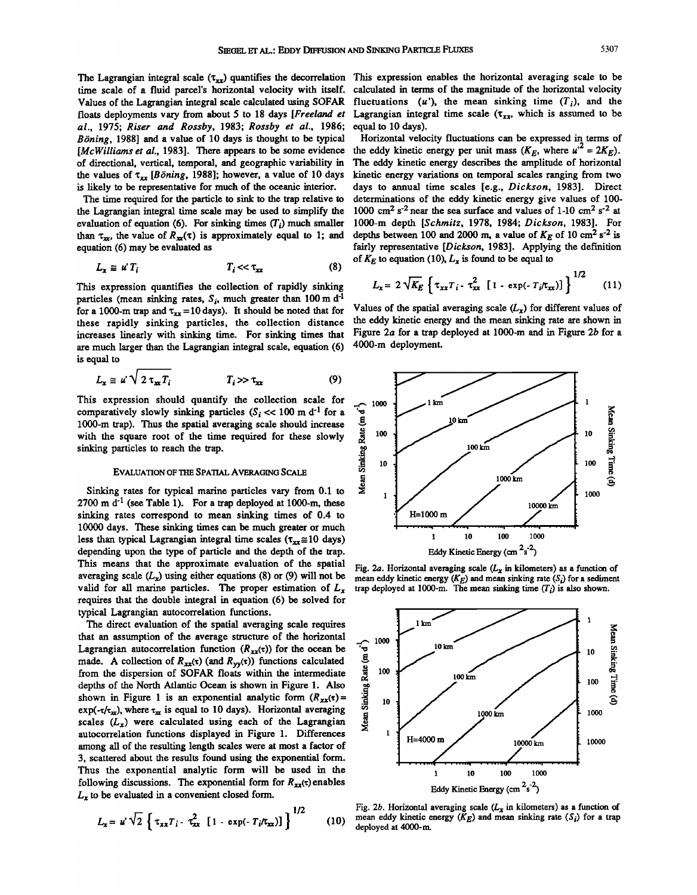The Lagrangian integral scale ($\tau_{xx}$) quantifies the decorrelation time scale of a fluid parcel's horizontal velocity with itself. Values of the Lagrangian integral scale calculated using SOFAR floats deployments vary from about 5 to 18 days [*Freeland et al.*, 1975; *Riser and Rossby*, 1983; *Rossby et al.*, 1986; *Böning*, 1988] and a value of 10 days is thought to be typical [*McWilliams et al.*, 1983]. There appears to be some evidence of directional, vertical, temporal, and geographic variability in the values of $\tau_{xx}$ [*Böning*, 1988]; however, a value of 10 days is likely to be representative for much of the oceanic interior.

The time required for the particle to sink to the trap relative to the Lagrangian integral time scale may be used to simplify the evaluation of equation (6). For sinking times ($T_i$) much smaller than $\tau_{xx}$, the value of $R_{xx}(\tau)$ is approximately equal to 1; and equation (6) may be evaluated as

$$L_x \cong u' T_i \qquad T_i << \tau_{xx} \tag{8}$$

This expression quantifies the collection of rapidly sinking particles (mean sinking rates, $S_i$, much greater than 100 m d$^{-1}$ for a 1000-m trap and $\tau_{xx} = 10$ days). It should be noted that for these rapidly sinking particles, the collection distance increases linearly with sinking time. For sinking times that are much larger than the Lagrangian integral scale, equation (6) is equal to

$$L_x \cong u' \sqrt{2 \tau_{xx} T_i} \qquad T_i >> \tau_{xx} \tag{9}$$

This expression should quantify the collection scale for comparatively slowly sinking particles ($S_i << 100$ m d$^{-1}$ for a 1000-m trap). Thus the spatial averaging scale should increase with the square root of the time required for these slowly sinking particles to reach the trap.

## EVALUATION OF THE SPATIAL AVERAGING SCALE

Sinking rates for typical marine particles vary from 0.1 to 2700 m d$^{-1}$ (see Table 1). For a trap deployed at 1000-m, these sinking rates correspond to mean sinking times of 0.4 to 10000 days. These sinking times can be much greater or much less than typical Lagrangian integral time scales ($\tau_{xx} \cong 10$ days) depending upon the type of particle and the depth of the trap. This means that the approximate evaluation of the spatial averaging scale ($L_x$) using either equations (8) or (9) will not be valid for all marine particles. The proper estimation of $L_x$ requires that the double integral in equation (6) be solved for typical Lagrangian autocorrelation functions.

The direct evaluation of the spatial averaging scale requires that an assumption of the average structure of the horizontal Lagrangian autocorrelation function ($R_{xx}(\tau)$) for the ocean be made. A collection of $R_{xx}(\tau)$ (and $R_{yy}(\tau)$) functions calculated from the dispersion of SOFAR floats within the intermediate depths of the North Atlantic Ocean is shown in Figure 1. Also shown in Figure 1 is an exponential analytic form ($R_{xx}(\tau) = \exp(-\tau/\tau_{xx})$, where $\tau_{xx}$ is equal to 10 days). Horizontal averaging scales ($L_x$) were calculated using each of the Lagrangian autocorrelation functions displayed in Figure 1. Differences among all of the resulting length scales were at most a factor of 3, scattered about the results found using the exponential form. Thus the exponential analytic form will be used in the following discussions. The exponential form for $R_{xx}(\tau)$ enables $L_x$ to be evaluated in a convenient closed form.

$$L_x = u' \sqrt{2} \left\{ \tau_{xx} T_i - \tau_{xx}^2 \left[ 1 - \exp(-T_i/\tau_{xx}) \right] \right\}^{1/2} \tag{10}$$

This expression enables the horizontal averaging scale to be calculated in terms of the magnitude of the horizontal velocity fluctuations ($u'$), the mean sinking time ($T_i$), and the Lagrangian integral time scale ($\tau_{xx}$, which is assumed to be equal to 10 days).

Horizontal velocity fluctuations can be expressed in terms of the eddy kinetic energy per unit mass ($K_E$, where $u'^2 = 2K_E$). The eddy kinetic energy describes the amplitude of horizontal kinetic energy variations on temporal scales ranging from two days to annual time scales [e.g., *Dickson*, 1983]. Direct determinations of the eddy kinetic energy give values of 100-1000 cm$^2$ s$^{-2}$ near the sea surface and values of 1-10 cm$^2$ s$^{-2}$ at 1000-m depth [*Schmitz*, 1978, 1984; *Dickson*, 1983]. For depths between 100 and 2000 m, a value of $K_E$ of 10 cm$^2$ s$^{-2}$ is fairly representative [*Dickson*, 1983]. Applying the definition of $K_E$ to equation (10), $L_x$ is found to be equal to

$$L_x = 2 \sqrt{K_E} \left\{ \tau_{xx} T_i - \tau_{xx}^2 \left[ 1 - \exp(-T_i/\tau_{xx}) \right] \right\}^{1/2} \tag{11}$$

Values of the spatial averaging scale ($L_x$) for different values of the eddy kinetic energy and the mean sinking rate are shown in Figure 2*a* for a trap deployed at 1000-m and in Figure 2*b* for a 4000-m deployment.

Fig. 2*a*. Horizontal averaging scale ($L_x$ in kilometers) as a function of mean eddy kinetic energy ($K_E$) and mean sinking rate ($S_i$) for a sediment trap deployed at 1000-m. The mean sinking time ($T_i$) is also shown.

Fig. 2*b*. Horizontal averaging scale ($L_x$ in kilometers) as a function of mean eddy kinetic energy ($K_E$) and mean sinking rate ($S_i$) for a trap deployed at 4000-m.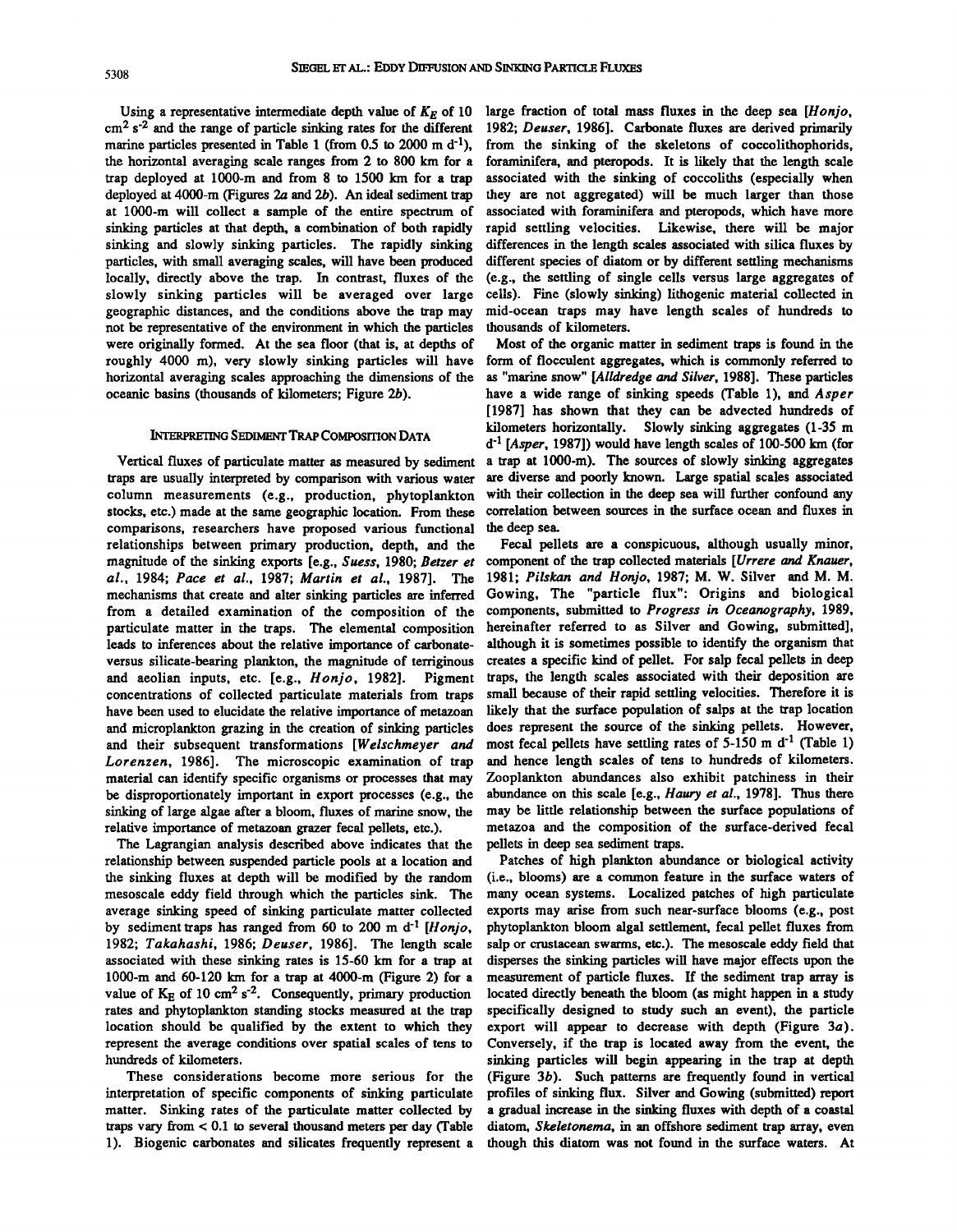Using a representative intermediate depth value of $K_E$ of 10 $cm^2 s^{-2}$ and the range of particle sinking rates for the different marine particles presented in Table 1 (from 0.5 to 2000 m $d^{-1}$), the horizontal averaging scale ranges from 2 to 800 km for a trap deployed at 1000-m and from 8 to 1500 km for a trap deployed at 4000-m (Figures 2*a* and 2*b*). An ideal sediment trap at 1000-m will collect a sample of the entire spectrum of sinking particles at that depth, a combination of both rapidly sinking and slowly sinking particles. The rapidly sinking particles, with small averaging scales, will have been produced locally, directly above the trap. In contrast, fluxes of the slowly sinking particles will be averaged over large geographic distances, and the conditions above the trap may not be representative of the environment in which the particles were originally formed. At the sea floor (that is, at depths of roughly 4000 m), very slowly sinking particles will have horizontal averaging scales approaching the dimensions of the oceanic basins (thousands of kilometers; Figure 2*b*).

## Interpreting Sediment Trap Composition Data

Vertical fluxes of particulate matter as measured by sediment traps are usually interpreted by comparison with various water column measurements (e.g., production, phytoplankton stocks, etc.) made at the same geographic location. From these comparisons, researchers have proposed various functional relationships between primary production, depth, and the magnitude of the sinking exports [e.g., *Suess*, 1980; *Betzer et al.*, 1984; *Pace et al.*, 1987; *Martin et al.*, 1987]. The mechanisms that create and alter sinking particles are inferred from a detailed examination of the composition of the particulate matter in the traps. The elemental composition leads to inferences about the relative importance of carbonate- versus silicate-bearing plankton, the magnitude of terriginous and aeolian inputs, etc. [e.g., *Honjo*, 1982]. Pigment concentrations of collected particulate materials from traps have been used to elucidate the relative importance of metazoan and microplankton grazing in the creation of sinking particles and their subsequent transformations [*Welschmeyer and Lorenzen*, 1986]. The microscopic examination of trap material can identify specific organisms or processes that may be disproportionately important in export processes (e.g., the sinking of large algae after a bloom, fluxes of marine snow, the relative importance of metazoan grazer fecal pellets, etc.).

The Lagrangian analysis described above indicates that the relationship between suspended particle pools at a location and the sinking fluxes at depth will be modified by the random mesoscale eddy field through which the particles sink. The average sinking speed of sinking particulate matter collected by sediment traps has ranged from 60 to 200 m $d^{-1}$ [*Honjo*, 1982; *Takahashi*, 1986; *Deuser*, 1986]. The length scale associated with these sinking rates is 15-60 km for a trap at 1000-m and 60-120 km for a trap at 4000-m (Figure 2) for a value of $K_E$ of 10 $cm^2 s^{-2}$. Consequently, primary production rates and phytoplankton standing stocks measured at the trap location should be qualified by the extent to which they represent the average conditions over spatial scales of tens to hundreds of kilometers.

These considerations become more serious for the interpretation of specific components of sinking particulate matter. Sinking rates of the particulate matter collected by traps vary from < 0.1 to several thousand meters per day (Table 1). Biogenic carbonates and silicates frequently represent a large fraction of total mass fluxes in the deep sea [*Honjo*, 1982; *Deuser*, 1986]. Carbonate fluxes are derived primarily from the sinking of the skeletons of coccolithophorids, foraminifera, and pteropods. It is likely that the length scale associated with the sinking of coccoliths (especially when they are not aggregated) will be much larger than those associated with foraminifera and pteropods, which have more rapid settling velocities. Likewise, there will be major differences in the length scales associated with silica fluxes by different species of diatom or by different settling mechanisms (e.g., the settling of single cells versus large aggregates of cells). Fine (slowly sinking) lithogenic material collected in mid-ocean traps may have length scales of hundreds to thousands of kilometers.

Most of the organic matter in sediment traps is found in the form of flocculent aggregates, which is commonly referred to as "marine snow" [*Alldredge and Silver*, 1988]. These particles have a wide range of sinking speeds (Table 1), and *Asper* [1987] has shown that they can be advected hundreds of kilometers horizontally. Slowly sinking aggregates (1-35 m $d^{-1}$ [*Asper*, 1987]) would have length scales of 100-500 km (for a trap at 1000-m). The sources of slowly sinking aggregates are diverse and poorly known. Large spatial scales associated with their collection in the deep sea will further confound any correlation between sources in the surface ocean and fluxes in the deep sea.

Fecal pellets are a conspicuous, although usually minor, component of the trap collected materials [*Urrere and Knauer*, 1981; *Pilskan and Honjo*, 1987; M. W. Silver and M. M. Gowing, The "particle flux": Origins and biological components, submitted to *Progress in Oceanography*, 1989, hereinafter referred to as Silver and Gowing, submitted], although it is sometimes possible to identify the organism that creates a specific kind of pellet. For salp fecal pellets in deep traps, the length scales associated with their deposition are small because of their rapid settling velocities. Therefore it is likely that the surface population of salps at the trap location does represent the source of the sinking pellets. However, most fecal pellets have settling rates of 5-150 m $d^{-1}$ (Table 1) and hence length scales of tens to hundreds of kilometers. Zooplankton abundances also exhibit patchiness in their abundance on this scale [e.g., *Haury et al.*, 1978]. Thus there may be little relationship between the surface populations of metazoa and the composition of the surface-derived fecal pellets in deep sea sediment traps.

Patches of high plankton abundance or biological activity (i.e., blooms) are a common feature in the surface waters of many ocean systems. Localized patches of high particulate exports may arise from such near-surface blooms (e.g., post phytoplankton bloom algal settlement, fecal pellet fluxes from salp or crustacean swarms, etc.). The mesoscale eddy field that disperses the sinking particles will have major effects upon the measurement of particle fluxes. If the sediment trap array is located directly beneath the bloom (as might happen in a study specifically designed to study such an event), the particle export will appear to decrease with depth (Figure 3*a*). Conversely, if the trap is located away from the event, the sinking particles will begin appearing in the trap at depth (Figure 3*b*). Such patterns are frequently found in vertical profiles of sinking flux. Silver and Gowing (submitted) report a gradual increase in the sinking fluxes with depth of a coastal diatom, *Skeletonema*, in an offshore sediment trap array, even though this diatom was not found in the surface waters. At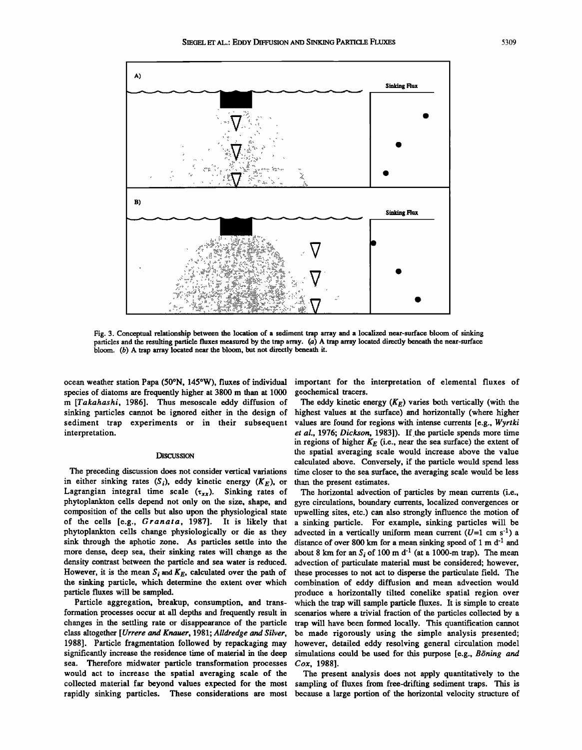Fig. 3. Conceptual relationship between the location of a sediment trap array and a localized near-surface bloom of sinking particles and the resulting particle fluxes measured by the trap array. (*a*) A trap array located directly beneath the near-surface bloom. (*b*) A trap array located near the bloom, but not directly beneath it.

ocean weather station Papa (50°N, 145°W), fluxes of individual species of diatoms are frequently higher at 3800 m than at 1000 m [*Takahashi*, 1986]. Thus mesoscale eddy diffusion of sinking particles cannot be ignored either in the design of sediment trap experiments or in their subsequent interpretation.

## Discussion

The preceding discussion does not consider vertical variations in either sinking rates ($S_i$), eddy kinetic energy ($K_E$), or Lagrangian integral time scale ($\tau_{xx}$). Sinking rates of phytoplankton cells depend not only on the size, shape, and composition of the cells but also upon the physiological state of the cells [e.g., *Granata*, 1987]. It is likely that phytoplankton cells change physiologically or die as they sink through the aphotic zone. As particles settle into the more dense, deep sea, their sinking rates will change as the density contrast between the particle and sea water is reduced. However, it is the mean $S_i$ and $K_E$, calculated over the path of the sinking particle, which determine the extent over which particle fluxes will be sampled.

Particle aggregation, breakup, consumption, and transformation processes occur at all depths and frequently result in changes in the settling rate or disappearance of the particle class altogether [*Urrere and Knauer*, 1981; *Alldredge and Silver*, 1988]. Particle fragmentation followed by repackaging may significantly increase the residence time of material in the deep sea. Therefore midwater particle transformation processes would act to increase the spatial averaging scale of the collected material far beyond values expected for the most rapidly sinking particles. These considerations are most important for the interpretation of elemental fluxes of geochemical tracers.

The eddy kinetic energy ($K_E$) varies both vertically (with the highest values at the surface) and horizontally (where higher values are found for regions with intense currents [e.g., *Wyrtki et al.*, 1976; *Dickson*, 1983]). If the particle spends more time in regions of higher $K_E$ (i.e., near the sea surface) the extent of the spatial averaging scale would increase above the value calculated above. Conversely, if the particle would spend less time closer to the sea surface, the averaging scale would be less than the present estimates.

The horizontal advection of particles by mean currents (i.e., gyre circulations, boundary currents, localized convergences or upwelling sites, etc.) can also strongly influence the motion of a sinking particle. For example, sinking particles will be advected in a vertically uniform mean current ($U$=1 cm s$^{-1}$) a distance of over 800 km for a mean sinking speed of 1 m d$^{-1}$ and about 8 km for an $S_i$ of 100 m d$^{-1}$ (at a 1000-m trap). The mean advection of particulate material must be considered; however, these processes to not act to disperse the particulate field. The combination of eddy diffusion and mean advection would produce a horizontally tilted conelike spatial region over which the trap will sample particle fluxes. It is simple to create scenarios where a trivial fraction of the particles collected by a trap will have been formed locally. This quantification cannot be made rigorously using the simple analysis presented; however, detailed eddy resolving general circulation model simulations could be used for this purpose [e.g., *Böning and Cox*, 1988].

The present analysis does not apply quantitatively to the sampling of fluxes from free-drifting sediment traps. This is because a large portion of the horizontal velocity structure of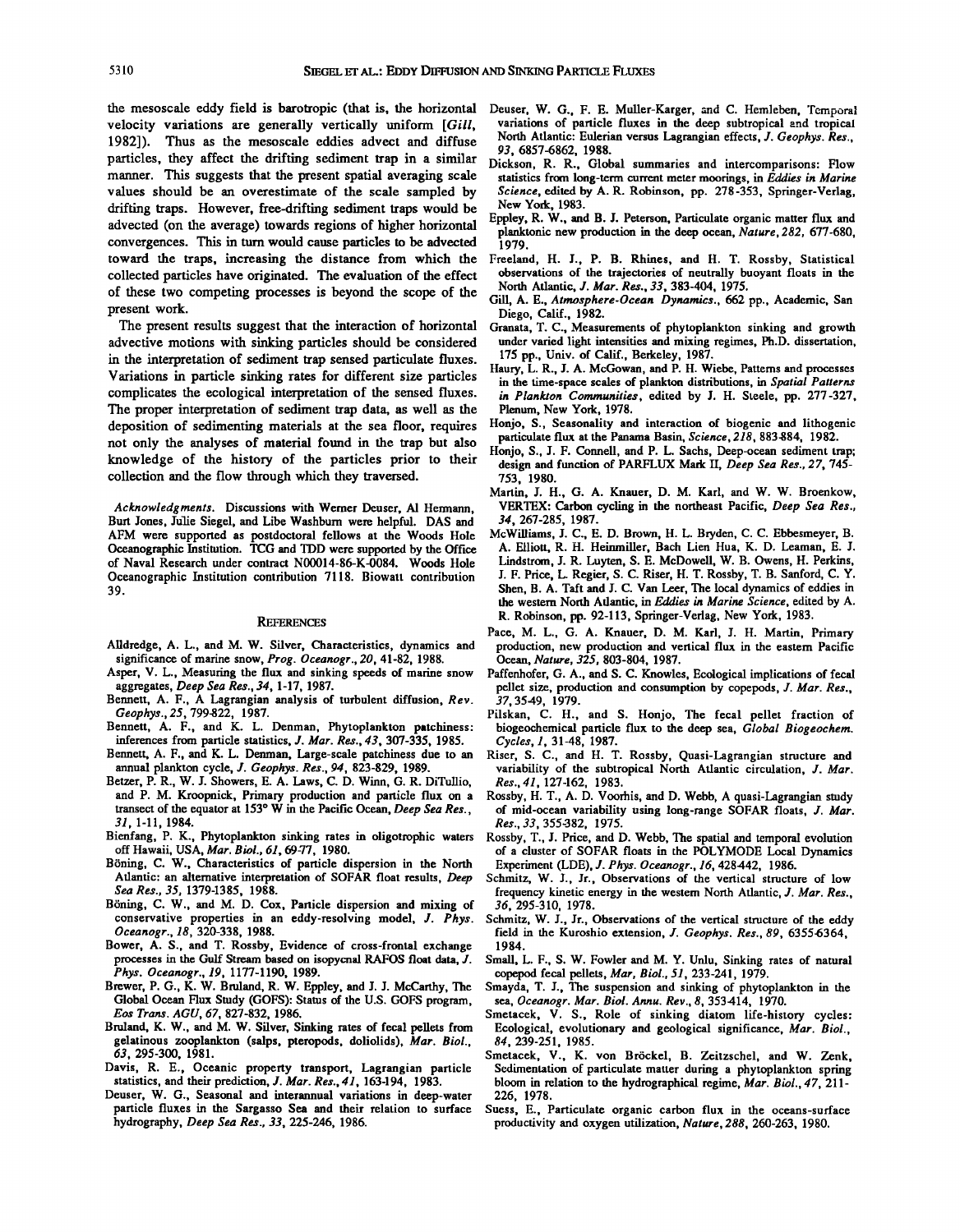the mesoscale eddy field is barotropic (that is, the horizontal velocity variations are generally vertically uniform [*Gill*, 1982]). Thus as the mesoscale eddies advect and diffuse particles, they affect the drifting sediment trap in a similar manner. This suggests that the present spatial averaging scale values should be an overestimate of the scale sampled by drifting traps. However, free-drifting sediment traps would be advected (on the average) towards regions of higher horizontal convergences. This in turn would cause particles to be advected toward the traps, increasing the distance from which the collected particles have originated. The evaluation of the effect of these two competing processes is beyond the scope of the present work.

The present results suggest that the interaction of horizontal advective motions with sinking particles should be considered in the interpretation of sediment trap sensed particulate fluxes. Variations in particle sinking rates for different size particles complicates the ecological interpretation of the sensed fluxes. The proper interpretation of sediment trap data, as well as the deposition of sedimenting materials at the sea floor, requires not only the analyses of material found in the trap but also knowledge of the history of the particles prior to their collection and the flow through which they traversed.

*Acknowledgments.* Discussions with Werner Deuser, Al Hermann, Burt Jones, Julie Siegel, and Libe Washburn were helpful. DAS and AFM were supported as postdoctoral fellows at the Woods Hole Oceanographic Institution. TCG and TDD were supported by the Office of Naval Research under contract N00014-86-K-0084. Woods Hole Oceanographic Institution contribution 7118. Biowatt contribution 39.

## REFERENCES

Alldredge, A. L., and M. W. Silver, Characteristics, dynamics and significance of marine snow, *Prog. Oceanogr.*, *20*, 41-82, 1988.

Asper, V. L., Measuring the flux and sinking speeds of marine snow aggregates, *Deep Sea Res.*, *34*, 1-17, 1987.

Bennett, A. F., A Lagrangian analysis of turbulent diffusion, *Rev. Geophys.*, *25*, 799-822, 1987.

Bennett, A. F., and K. L. Denman, Phytoplankton patchiness: inferences from particle statistics, *J. Mar. Res.*, *43*, 307-335, 1985.

Bennett, A. F., and K. L. Denman, Large-scale patchiness due to an annual plankton cycle, *J. Geophys. Res.*, *94*, 823-829, 1989.

Betzer, P. R., W. J. Showers, E. A. Laws, C. D. Winn, G. R. DiTullio, and P. M. Kroopnick, Primary production and particle flux on a transect of the equator at 153° W in the Pacific Ocean, *Deep Sea Res.*, *31*, 1-11, 1984.

Bienfang, P. K., Phytoplankton sinking rates in oligotrophic waters off Hawaii, USA, *Mar. Biol.*, *61*, 69-77, 1980.

Böning, C. W., Characteristics of particle dispersion in the North Atlantic: an alternative interpretation of SOFAR float results, *Deep Sea Res.*, *35*, 1379-1385, 1988.

Böning, C. W., and M. D. Cox, Particle dispersion and mixing of conservative properties in an eddy-resolving model, *J. Phys. Oceanogr.*, *18*, 320-338, 1988.

Bower, A. S., and T. Rossby, Evidence of cross-frontal exchange processes in the Gulf Stream based on isopycnal RAFOS float data, *J. Phys. Oceanogr.*, *19*, 1177-1190, 1989.

Brewer, P. G., K. W. Bruland, R. W. Eppley, and J. J. McCarthy, The Global Ocean Flux Study (GOFS): Status of the U.S. GOFS program, *Eos Trans. AGU*, *67*, 827-832, 1986.

Bruland, K. W., and M. W. Silver, Sinking rates of fecal pellets from gelatinous zooplankton (salps, pteropods, doliolids), *Mar. Biol.*, *63*, 295-300, 1981.

Davis, R. E., Oceanic property transport, Lagrangian particle statistics, and their prediction, *J. Mar. Res.*, *41*, 163-194, 1983.

Deuser, W. G., Seasonal and interannual variations in deep-water particle fluxes in the Sargasso Sea and their relation to surface hydrography, *Deep Sea Res.*, *33*, 225-246, 1986.

Deuser, W. G., F. E. Muller-Karger, and C. Hemleben, Temporal variations of particle fluxes in the deep subtropical and tropical North Atlantic: Eulerian versus Lagrangian effects, *J. Geophys. Res.*, *93*, 6857-6862, 1988.

Dickson, R. R., Global summaries and intercomparisons: Flow statistics from long-term current meter moorings, in *Eddies in Marine Science*, edited by A. R. Robinson, pp. 278-353, Springer-Verlag, New York, 1983.

Eppley, R. W., and B. J. Peterson, Particulate organic matter flux and planktonic new production in the deep ocean, *Nature*, *282*, 677-680, 1979.

Freeland, H. J., P. B. Rhines, and H. T. Rossby, Statistical observations of the trajectories of neutrally buoyant floats in the North Atlantic, *J. Mar. Res.*, *33*, 383-404, 1975.

Gill, A. E., *Atmosphere-Ocean Dynamics.*, 662 pp., Academic, San Diego, Calif., 1982.

Granata, T. C., Measurements of phytoplankton sinking and growth under varied light intensities and mixing regimes, Ph.D. dissertation, 175 pp., Univ. of Calif., Berkeley, 1987.

Haury, L. R., J. A. McGowan, and P. H. Wiebe, Patterns and processes in the time-space scales of plankton distributions, in *Spatial Patterns in Plankton Communities*, edited by J. H. Steele, pp. 277-327, Plenum, New York, 1978.

Honjo, S., Seasonality and interaction of biogenic and lithogenic particulate flux at the Panama Basin, *Science*, *218*, 883-884, 1982.

Honjo, S., J. F. Connell, and P. L. Sachs, Deep-ocean sediment trap; design and function of PARFLUX Mark II, *Deep Sea Res.*, *27*, 745-753, 1980.

Martin, J. H., G. A. Knauer, D. M. Karl, and W. W. Broenkow, VERTEX: Carbon cycling in the northeast Pacific, *Deep Sea Res.*, *34*, 267-285, 1987.

McWilliams, J. C., E. D. Brown, H. L. Bryden, C. C. Ebbesmeyer, B. A. Elliott, R. H. Heinmiller, Bach Lien Hua, K. D. Leaman, E. J. Lindstrom, J. R. Luyten, S. E. McDowell, W. B. Owens, H. Perkins, J. F. Price, L. Regier, S. C. Riser, H. T. Rossby, T. B. Sanford, C. Y. Shen, B. A. Taft and J. C. Van Leer, The local dynamics of eddies in the western North Atlantic, in *Eddies in Marine Science*, edited by A. R. Robinson, pp. 92-113, Springer-Verlag, New York, 1983.

Pace, M. L., G. A. Knauer, D. M. Karl, J. H. Martin, Primary production, new production and vertical flux in the eastern Pacific Ocean, *Nature*, *325*, 803-804, 1987.

Paffenhofer, G. A., and S. C. Knowles, Ecological implications of fecal pellet size, production and consumption by copepods, *J. Mar. Res.*, *37*, 35-49, 1979.

Pilskan, C. H., and S. Honjo, The fecal pellet fraction of biogeochemical particle flux to the deep sea, *Global Biogeochem. Cycles*, *1*, 31-48, 1987.

Riser, S. C., and H. T. Rossby, Quasi-Lagrangian structure and variability of the subtropical North Atlantic circulation, *J. Mar. Res.*, *41*, 127-162, 1983.

Rossby, H. T., A. D. Voorhis, and D. Webb, A quasi-Lagrangian study of mid-ocean variability using long-range SOFAR floats, *J. Mar. Res.*, *33*, 355-382, 1975.

Rossby, T., J. Price, and D. Webb, The spatial and temporal evolution of a cluster of SOFAR floats in the POLYMODE Local Dynamics Experiment (LDE), *J. Phys. Oceanogr.*, *16*, 428-442, 1986.

Schmitz, W. J., Jr., Observations of the vertical structure of low frequency kinetic energy in the western North Atlantic, *J. Mar. Res.*, *36*, 295-310, 1978.

Schmitz, W. J., Jr., Observations of the vertical structure of the eddy field in the Kuroshio extension, *J. Geophys. Res.*, *89*, 6355-6364, 1984.

Small, L. F., S. W. Fowler and M. Y. Unlu, Sinking rates of natural copepod fecal pellets, *Mar. Biol.*, *51*, 233-241, 1979.

Smayda, T. J., The suspension and sinking of phytoplankton in the sea, *Oceanogr. Mar. Biol. Annu. Rev.*, *8*, 353-414, 1970.

Smetacek, V. S., Role of sinking diatom life-history cycles: Ecological, evolutionary and geological significance, *Mar. Biol.*, *84*, 239-251, 1985.

Smetacek, V., K. von Bröckel, B. Zeitzschel, and W. Zenk, Sedimentation of particulate matter during a phytoplankton spring bloom in relation to the hydrographical regime, *Mar. Biol.*, *47*, 211-226, 1978.

Suess, E., Particulate organic carbon flux in the oceans-surface productivity and oxygen utilization, *Nature*, *288*, 260-263, 1980.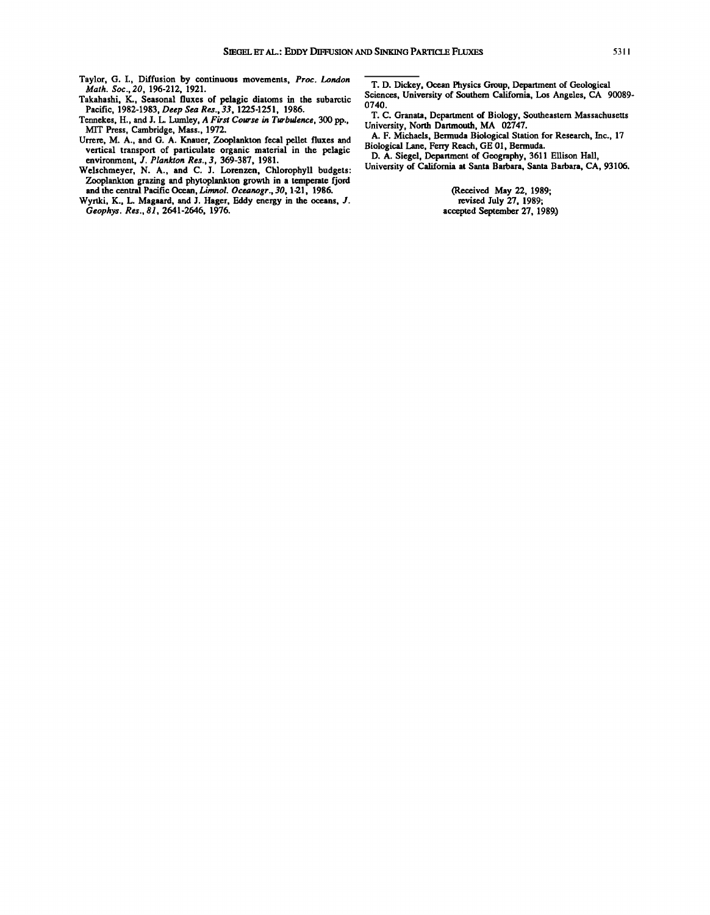Taylor, G. I., Diffusion by continuous movements, *Proc. London Math. Soc.*, *20*, 196-212, 1921.

Takahashi, K., Seasonal fluxes of pelagic diatoms in the subarctic Pacific, 1982-1983, *Deep Sea Res.*, *33*, 1225-1251, 1986.

Tennekes, H., and J. L. Lumley, *A First Course in Turbulence*, 300 pp., MIT Press, Cambridge, Mass., 1972.

Urrere, M. A., and G. A. Knauer, Zooplankton fecal pellet fluxes and vertical transport of particulate organic material in the pelagic environment, *J. Plankton Res.*, *3*, 369-387, 1981.

Welschmeyer, N. A., and C. J. Lorenzen, Chlorophyll budgets: Zooplankton grazing and phytoplankton growth in a temperate fjord and the central Pacific Ocean, *Limnol. Oceanogr.*, *30*, 1-21, 1986.

Wyrtki, K., L. Magaard, and J. Hager, Eddy energy in the oceans, *J. Geophys. Res.*, *81*, 2641-2646, 1976.

---

T. D. Dickey, Ocean Physics Group, Department of Geological Sciences, University of Southern California, Los Angeles, CA 90089-0740.

T. C. Granata, Department of Biology, Southeastern Massachusetts University, North Dartmouth, MA 02747.

A. F. Michaels, Bermuda Biological Station for Research, Inc., 17 Biological Lane, Ferry Reach, GE 01, Bermuda.

D. A. Siegel, Department of Geography, 3611 Ellison Hall, University of California at Santa Barbara, Santa Barbara, CA, 93106.

(Received May 22, 1989;
revised July 27, 1989;
accepted September 27, 1989)